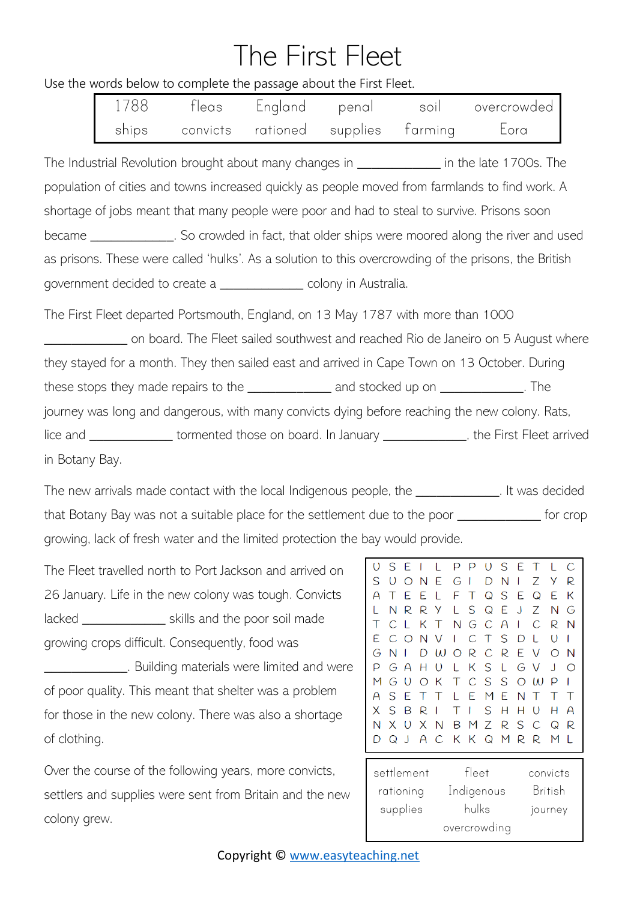# The First Fleet

Use the words below to complete the passage about the First Fleet.

| 1788 | fleas | England | penal | soil | overcrowded |
|---|---|---|---|---|---|
| ships | convicts | rationed | supplies | farming | Eora |

The Industrial Revolution brought about many changes in ____________ in the late 1700s. The population of cities and towns increased quickly as people moved from farmlands to find work. A shortage of jobs meant that many people were poor and had to steal to survive. Prisons soon became ____________. So crowded in fact, that older ships were moored along the river and used as prisons. These were called 'hulks'. As a solution to this overcrowding of the prisons, the British government decided to create a ____________ colony in Australia.

The First Fleet departed Portsmouth, England, on 13 May 1787 with more than 1000 ____________ on board. The Fleet sailed southwest and reached Rio de Janeiro on 5 August where they stayed for a month. They then sailed east and arrived in Cape Town on 13 October. During these stops they made repairs to the ____________ and stocked up on ____________. The journey was long and dangerous, with many convicts dying before reaching the new colony. Rats, lice and ____________ tormented those on board. In January ____________, the First Fleet arrived in Botany Bay.

The new arrivals made contact with the local Indigenous people, the ____________. It was decided that Botany Bay was not a suitable place for the settlement due to the poor ____________ for crop growing, lack of fresh water and the limited protection the bay would provide.

The Fleet travelled north to Port Jackson and arrived on 26 January. Life in the new colony was tough. Convicts lacked ____________ skills and the poor soil made growing crops difficult. Consequently, food was ____________. Building materials were limited and were of poor quality. This meant that shelter was a problem for those in the new colony. There was also a shortage of clothing.

Over the course of the following years, more convicts, settlers and supplies were sent from Britain and the new colony grew.

```
U S E I L P P U S E T L C
S U O N E G I D N I Z Y R
A T E E L F T Q S E Q E K
L N R R Y L S Q E J Z N G
T C L K T N G C A I C R N
E C O N V I C T S D L U I
G N I D W O R C R E V O N
P G A H U L K S L G V J O
M G U O K T C S S O W P I
A S E T T L E M E N T T T
X S B R I T I S H H U H A
N X U X N B M Z R S C Q R
D Q J A C K K Q M R R M L
```

| settlement | fleet | convicts |
|---|---|---|
| rationing | Indigenous | British |
| supplies | hulks | journey |
| | overcrowding | |

Copyright © www.easyteaching.net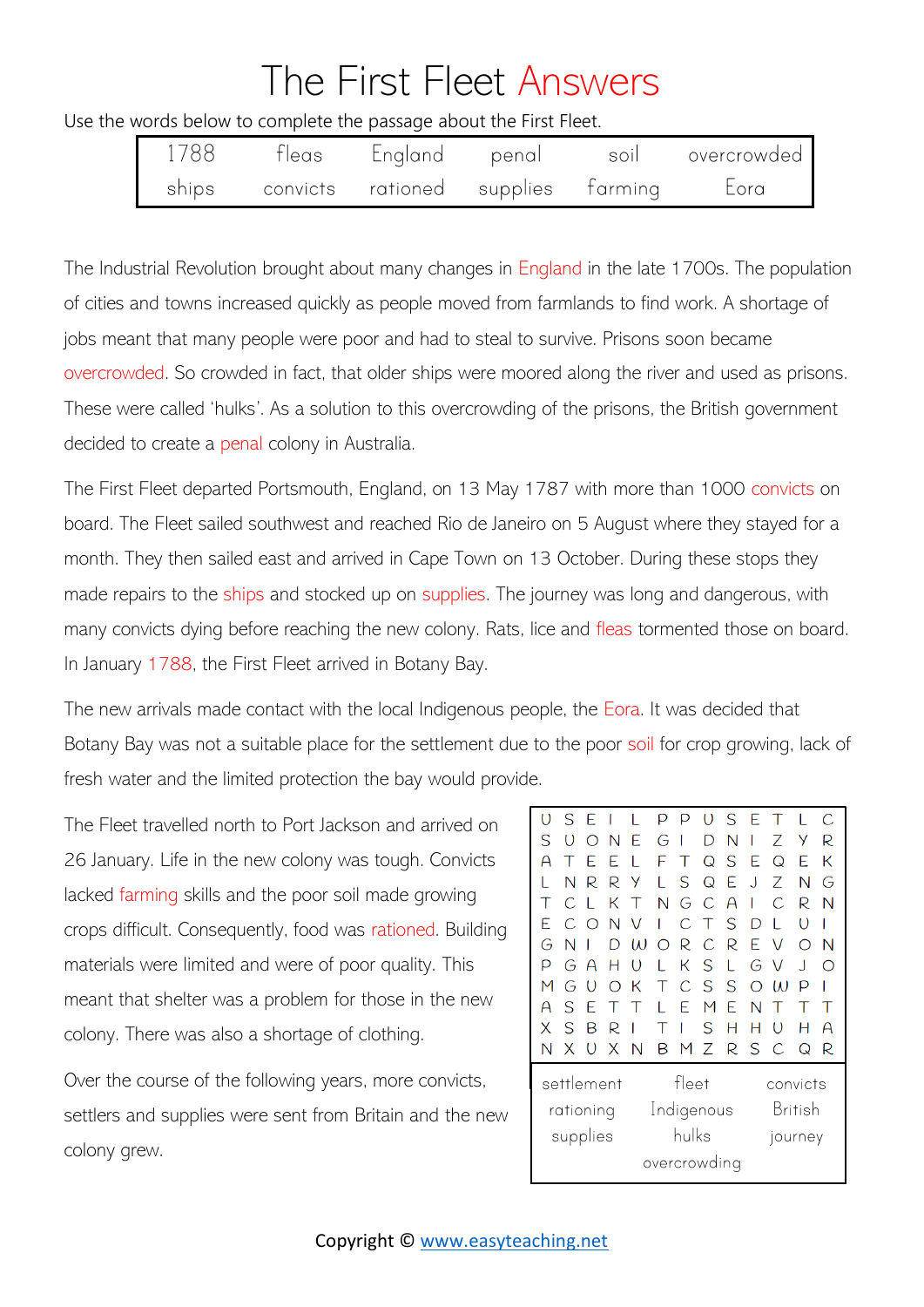# The First Fleet Answers

Use the words below to complete the passage about the First Fleet.

| | | | | | |
|---|---|---|---|---|---|
| 1788 | fleas | England | penal | soil | overcrowded |
| ships | convicts | rationed | supplies | farming | Eora |

The Industrial Revolution brought about many changes in England in the late 1700s. The population of cities and towns increased quickly as people moved from farmlands to find work. A shortage of jobs meant that many people were poor and had to steal to survive. Prisons soon became overcrowded. So crowded in fact, that older ships were moored along the river and used as prisons. These were called 'hulks'. As a solution to this overcrowding of the prisons, the British government decided to create a penal colony in Australia.

The First Fleet departed Portsmouth, England, on 13 May 1787 with more than 1000 convicts on board. The Fleet sailed southwest and reached Rio de Janeiro on 5 August where they stayed for a month. They then sailed east and arrived in Cape Town on 13 October. During these stops they made repairs to the ships and stocked up on supplies. The journey was long and dangerous, with many convicts dying before reaching the new colony. Rats, lice and fleas tormented those on board. In January 1788, the First Fleet arrived in Botany Bay.

The new arrivals made contact with the local Indigenous people, the Eora. It was decided that Botany Bay was not a suitable place for the settlement due to the poor soil for crop growing, lack of fresh water and the limited protection the bay would provide.

The Fleet travelled north to Port Jackson and arrived on 26 January. Life in the new colony was tough. Convicts lacked farming skills and the poor soil made growing crops difficult. Consequently, food was rationed. Building materials were limited and were of poor quality. This meant that shelter was a problem for those in the new colony. There was also a shortage of clothing.

Over the course of the following years, more convicts, settlers and supplies were sent from Britain and the new colony grew.

| | | | | | | | | | | | | | |
|---|---|---|---|---|---|---|---|---|---|---|---|---|---|
| U | S | E | I | L | P | P | U | S | E | T | L | C |
| S | U | O | N | E | G | I | D | N | I | Z | Y | R |
| A | T | E | E | L | F | T | Q | S | E | Q | E | K |
| L | N | R | R | Y | L | S | Q | E | J | Z | N | G |
| T | C | L | K | T | N | G | C | A | I | C | R | N |
| E | C | O | N | V | I | C | T | S | D | L | U | I |
| G | N | I | D | W | O | R | C | R | E | V | O | N |
| P | G | A | H | U | L | K | S | L | G | V | J | O |
| M | G | U | O | K | T | C | S | S | O | W | P | I |
| A | S | E | T | T | L | E | M | E | N | T | T | T |
| X | S | B | R | I | T | I | S | H | H | U | H | A |
| N | X | U | X | N | B | M | Z | R | S | C | Q | R |

settlement, fleet, convicts, rationing, Indigenous, British, supplies, hulks, journey, overcrowding

Copyright © www.easyteaching.net